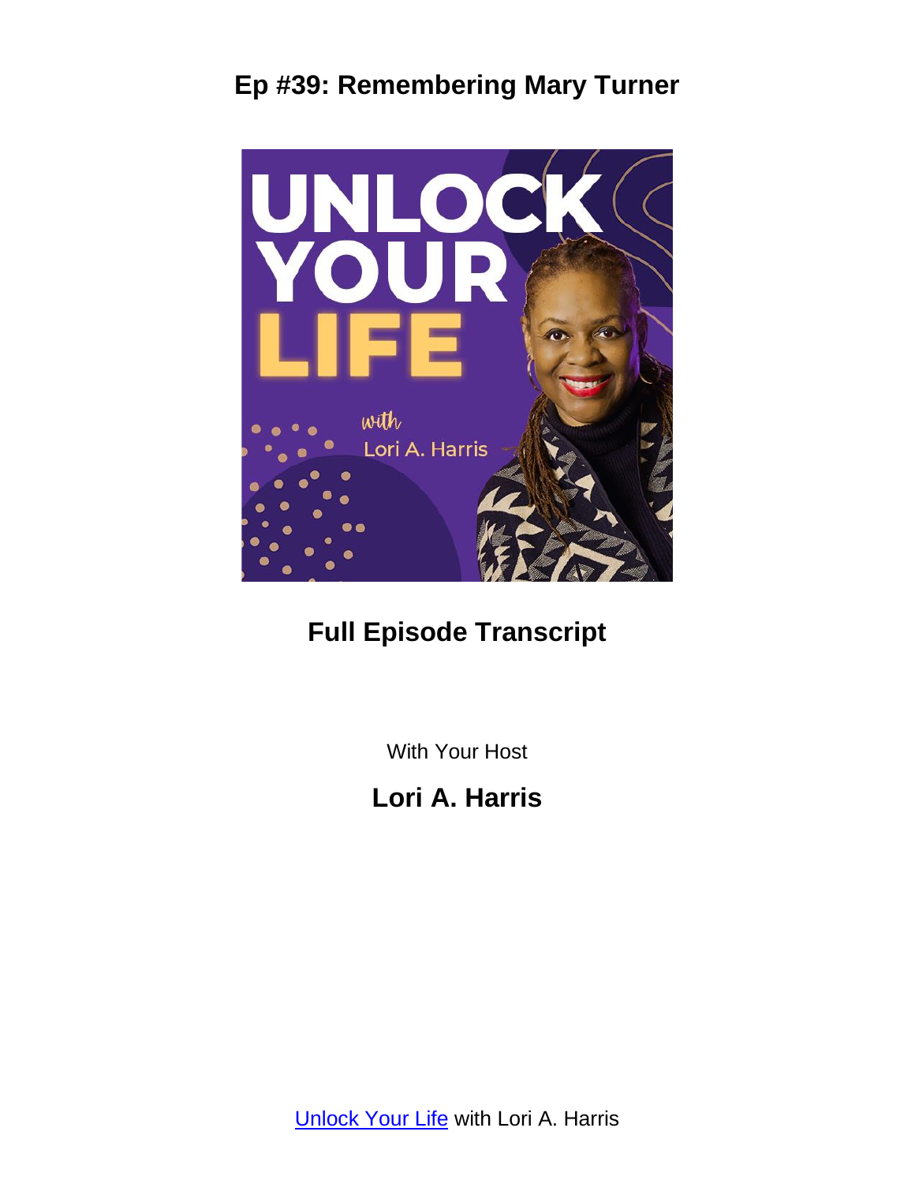# Ep #39: Remembering Mary Turner

## Full Episode Transcript

With Your Host

**Lori A. Harris**

Unlock Your Life with Lori A. Harris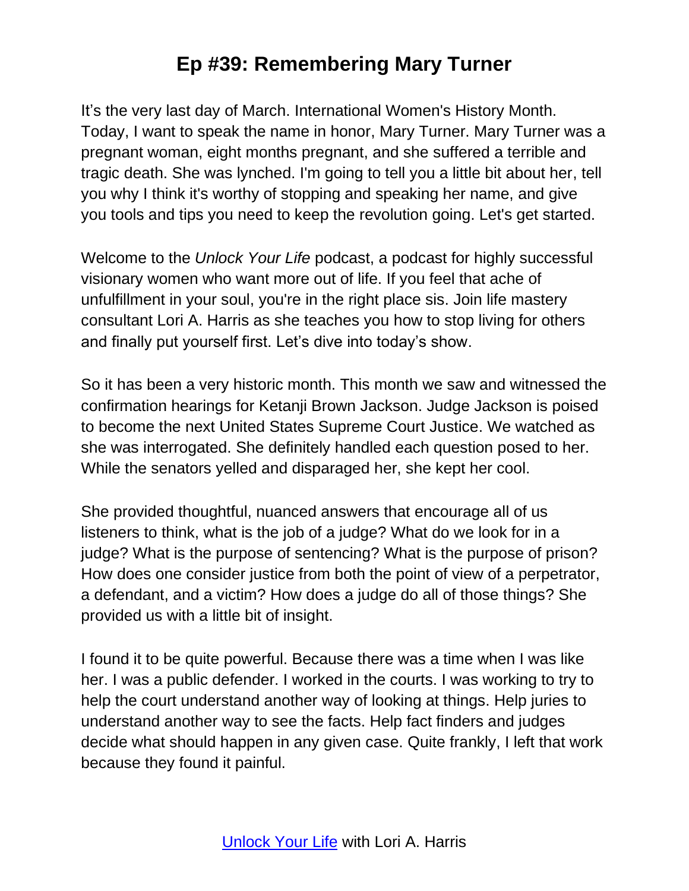# Ep #39: Remembering Mary Turner

It's the very last day of March. International Women's History Month. Today, I want to speak the name in honor, Mary Turner. Mary Turner was a pregnant woman, eight months pregnant, and she suffered a terrible and tragic death. She was lynched. I'm going to tell you a little bit about her, tell you why I think it's worthy of stopping and speaking her name, and give you tools and tips you need to keep the revolution going. Let's get started.

Welcome to the *Unlock Your Life* podcast, a podcast for highly successful visionary women who want more out of life. If you feel that ache of unfulfillment in your soul, you're in the right place sis. Join life mastery consultant Lori A. Harris as she teaches you how to stop living for others and finally put yourself first. Let's dive into today's show.

So it has been a very historic month. This month we saw and witnessed the confirmation hearings for Ketanji Brown Jackson. Judge Jackson is poised to become the next United States Supreme Court Justice. We watched as she was interrogated. She definitely handled each question posed to her. While the senators yelled and disparaged her, she kept her cool.

She provided thoughtful, nuanced answers that encourage all of us listeners to think, what is the job of a judge? What do we look for in a judge? What is the purpose of sentencing? What is the purpose of prison? How does one consider justice from both the point of view of a perpetrator, a defendant, and a victim? How does a judge do all of those things? She provided us with a little bit of insight.

I found it to be quite powerful. Because there was a time when I was like her. I was a public defender. I worked in the courts. I was working to try to help the court understand another way of looking at things. Help juries to understand another way to see the facts. Help fact finders and judges decide what should happen in any given case. Quite frankly, I left that work because they found it painful.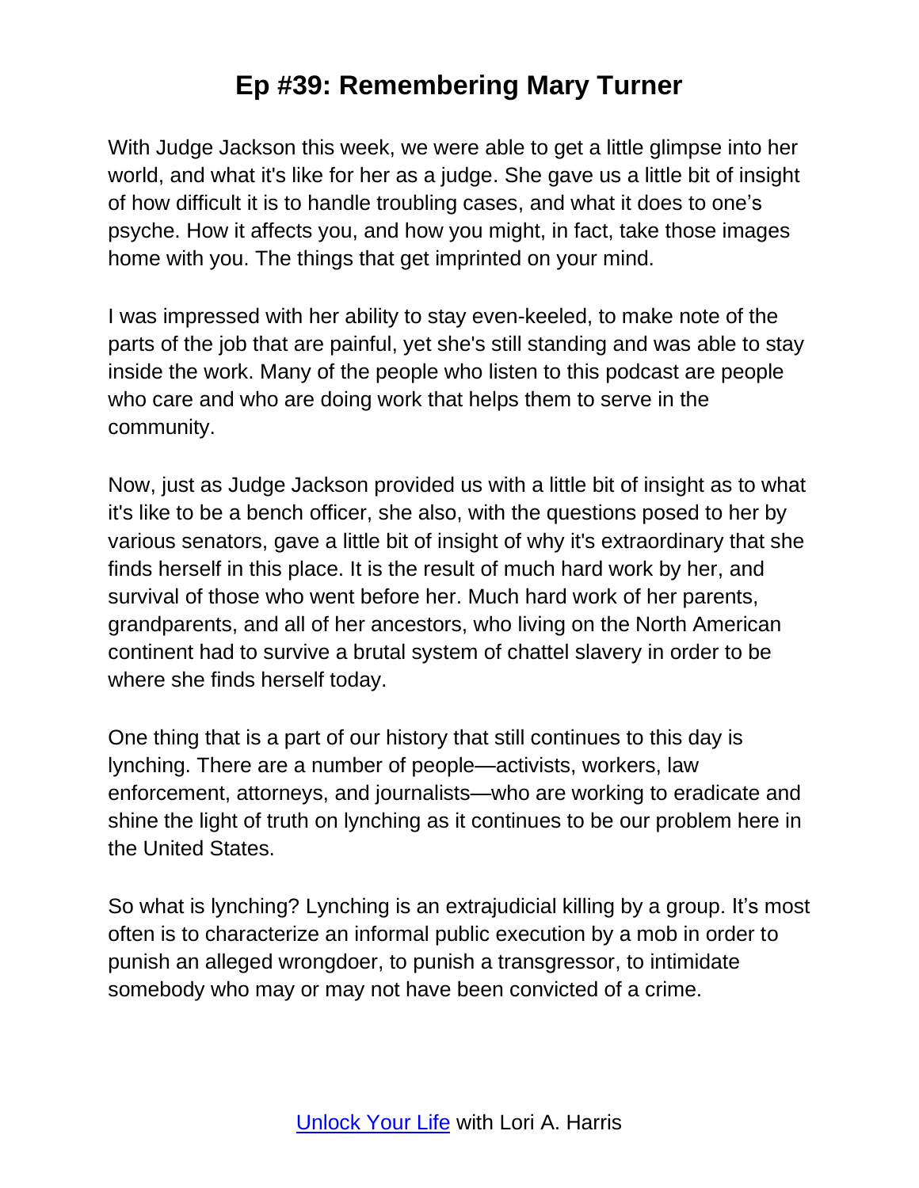With Judge Jackson this week, we were able to get a little glimpse into her world, and what it's like for her as a judge. She gave us a little bit of insight of how difficult it is to handle troubling cases, and what it does to one's psyche. How it affects you, and how you might, in fact, take those images home with you. The things that get imprinted on your mind.

I was impressed with her ability to stay even-keeled, to make note of the parts of the job that are painful, yet she's still standing and was able to stay inside the work. Many of the people who listen to this podcast are people who care and who are doing work that helps them to serve in the community.

Now, just as Judge Jackson provided us with a little bit of insight as to what it's like to be a bench officer, she also, with the questions posed to her by various senators, gave a little bit of insight of why it's extraordinary that she finds herself in this place. It is the result of much hard work by her, and survival of those who went before her. Much hard work of her parents, grandparents, and all of her ancestors, who living on the North American continent had to survive a brutal system of chattel slavery in order to be where she finds herself today.

One thing that is a part of our history that still continues to this day is lynching. There are a number of people—activists, workers, law enforcement, attorneys, and journalists—who are working to eradicate and shine the light of truth on lynching as it continues to be our problem here in the United States.

So what is lynching? Lynching is an extrajudicial killing by a group. It's most often is to characterize an informal public execution by a mob in order to punish an alleged wrongdoer, to punish a transgressor, to intimidate somebody who may or may not have been convicted of a crime.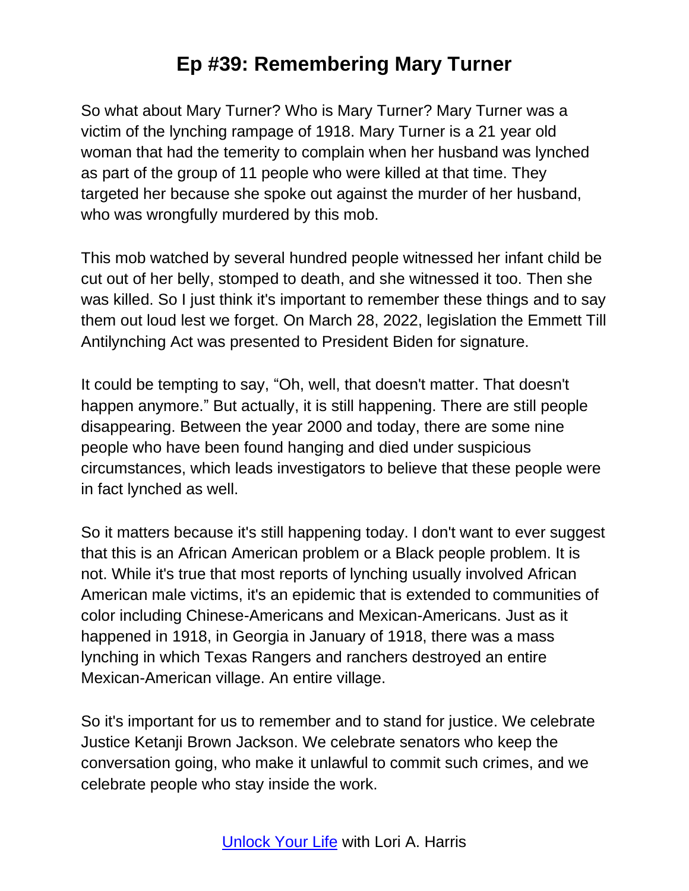So what about Mary Turner? Who is Mary Turner? Mary Turner was a victim of the lynching rampage of 1918. Mary Turner is a 21 year old woman that had the temerity to complain when her husband was lynched as part of the group of 11 people who were killed at that time. They targeted her because she spoke out against the murder of her husband, who was wrongfully murdered by this mob.

This mob watched by several hundred people witnessed her infant child be cut out of her belly, stomped to death, and she witnessed it too. Then she was killed. So I just think it's important to remember these things and to say them out loud lest we forget. On March 28, 2022, legislation the Emmett Till Antilynching Act was presented to President Biden for signature.

It could be tempting to say, "Oh, well, that doesn't matter. That doesn't happen anymore." But actually, it is still happening. There are still people disappearing. Between the year 2000 and today, there are some nine people who have been found hanging and died under suspicious circumstances, which leads investigators to believe that these people were in fact lynched as well.

So it matters because it's still happening today. I don't want to ever suggest that this is an African American problem or a Black people problem. It is not. While it's true that most reports of lynching usually involved African American male victims, it's an epidemic that is extended to communities of color including Chinese-Americans and Mexican-Americans. Just as it happened in 1918, in Georgia in January of 1918, there was a mass lynching in which Texas Rangers and ranchers destroyed an entire Mexican-American village. An entire village.

So it's important for us to remember and to stand for justice. We celebrate Justice Ketanji Brown Jackson. We celebrate senators who keep the conversation going, who make it unlawful to commit such crimes, and we celebrate people who stay inside the work.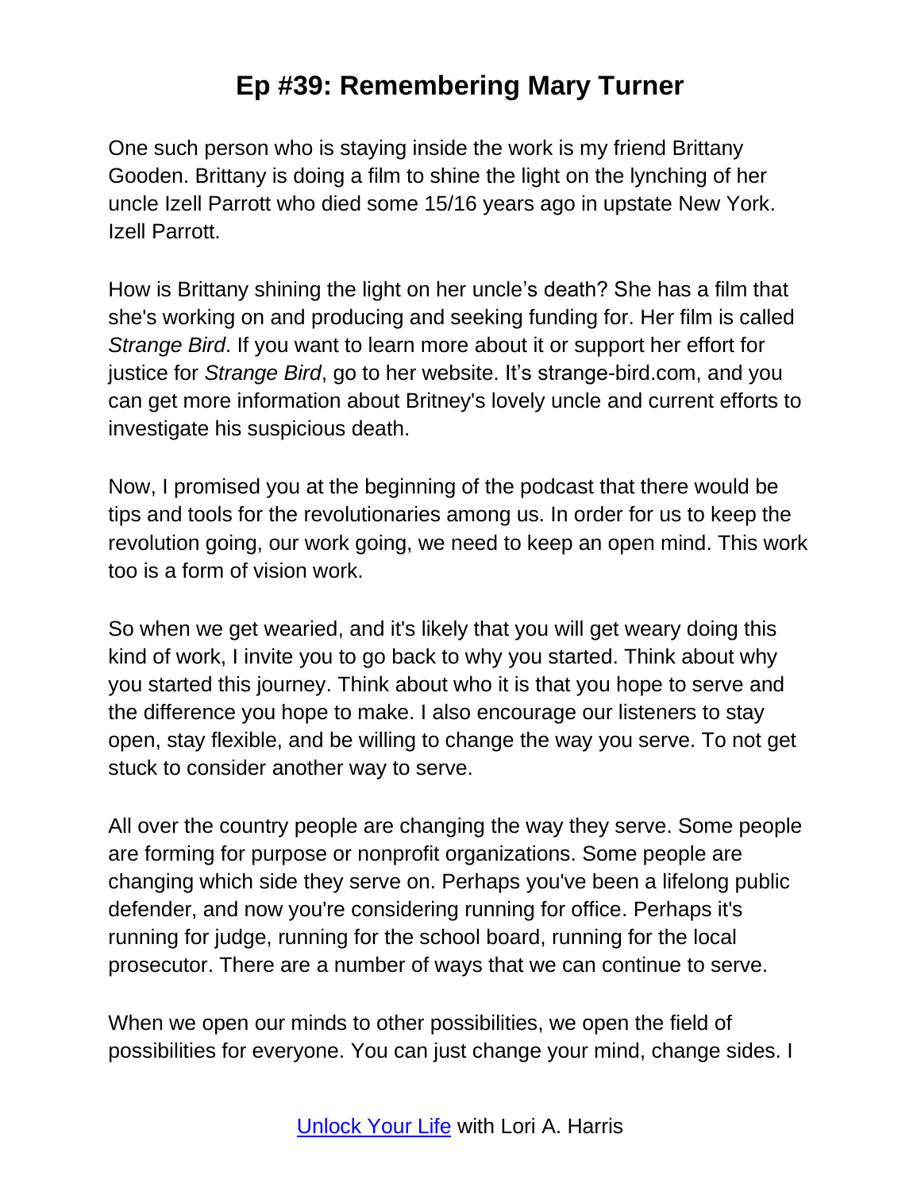One such person who is staying inside the work is my friend Brittany Gooden. Brittany is doing a film to shine the light on the lynching of her uncle Izell Parrott who died some 15/16 years ago in upstate New York. Izell Parrott.

How is Brittany shining the light on her uncle's death? She has a film that she's working on and producing and seeking funding for. Her film is called *Strange Bird*. If you want to learn more about it or support her effort for justice for *Strange Bird*, go to her website. It's strange-bird.com, and you can get more information about Britney's lovely uncle and current efforts to investigate his suspicious death.

Now, I promised you at the beginning of the podcast that there would be tips and tools for the revolutionaries among us. In order for us to keep the revolution going, our work going, we need to keep an open mind. This work too is a form of vision work.

So when we get wearied, and it's likely that you will get weary doing this kind of work, I invite you to go back to why you started. Think about why you started this journey. Think about who it is that you hope to serve and the difference you hope to make. I also encourage our listeners to stay open, stay flexible, and be willing to change the way you serve. To not get stuck to consider another way to serve.

All over the country people are changing the way they serve. Some people are forming for purpose or nonprofit organizations. Some people are changing which side they serve on. Perhaps you've been a lifelong public defender, and now you're considering running for office. Perhaps it's running for judge, running for the school board, running for the local prosecutor. There are a number of ways that we can continue to serve.

When we open our minds to other possibilities, we open the field of possibilities for everyone. You can just change your mind, change sides. I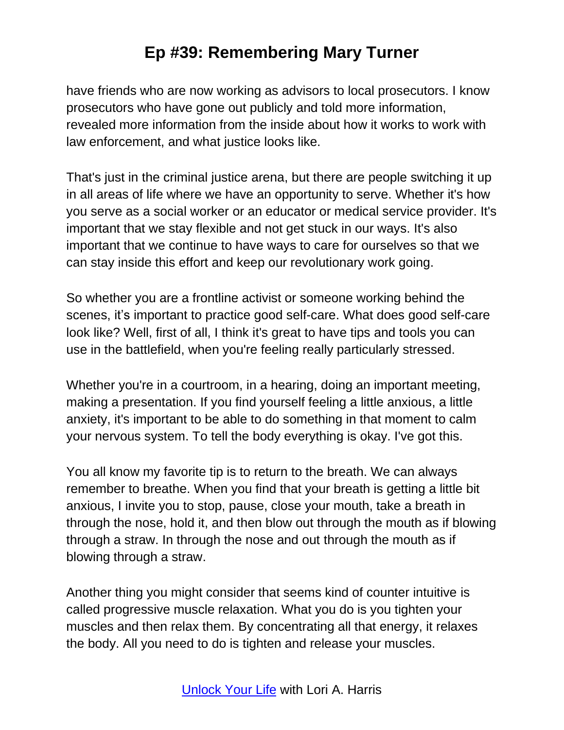have friends who are now working as advisors to local prosecutors. I know prosecutors who have gone out publicly and told more information, revealed more information from the inside about how it works to work with law enforcement, and what justice looks like.

That's just in the criminal justice arena, but there are people switching it up in all areas of life where we have an opportunity to serve. Whether it's how you serve as a social worker or an educator or medical service provider. It's important that we stay flexible and not get stuck in our ways. It's also important that we continue to have ways to care for ourselves so that we can stay inside this effort and keep our revolutionary work going.

So whether you are a frontline activist or someone working behind the scenes, it's important to practice good self-care. What does good self-care look like? Well, first of all, I think it's great to have tips and tools you can use in the battlefield, when you're feeling really particularly stressed.

Whether you're in a courtroom, in a hearing, doing an important meeting, making a presentation. If you find yourself feeling a little anxious, a little anxiety, it's important to be able to do something in that moment to calm your nervous system. To tell the body everything is okay. I've got this.

You all know my favorite tip is to return to the breath. We can always remember to breathe. When you find that your breath is getting a little bit anxious, I invite you to stop, pause, close your mouth, take a breath in through the nose, hold it, and then blow out through the mouth as if blowing through a straw. In through the nose and out through the mouth as if blowing through a straw.

Another thing you might consider that seems kind of counter intuitive is called progressive muscle relaxation. What you do is you tighten your muscles and then relax them. By concentrating all that energy, it relaxes the body. All you need to do is tighten and release your muscles.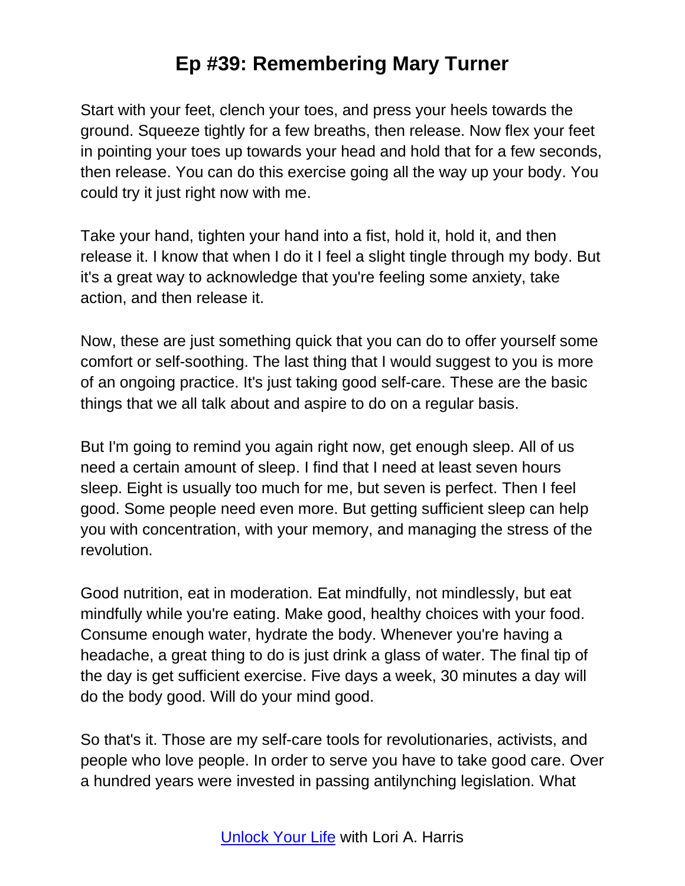Start with your feet, clench your toes, and press your heels towards the ground. Squeeze tightly for a few breaths, then release. Now flex your feet in pointing your toes up towards your head and hold that for a few seconds, then release. You can do this exercise going all the way up your body. You could try it just right now with me.

Take your hand, tighten your hand into a fist, hold it, hold it, and then release it. I know that when I do it I feel a slight tingle through my body. But it's a great way to acknowledge that you're feeling some anxiety, take action, and then release it.

Now, these are just something quick that you can do to offer yourself some comfort or self-soothing. The last thing that I would suggest to you is more of an ongoing practice. It's just taking good self-care. These are the basic things that we all talk about and aspire to do on a regular basis.

But I'm going to remind you again right now, get enough sleep. All of us need a certain amount of sleep. I find that I need at least seven hours sleep. Eight is usually too much for me, but seven is perfect. Then I feel good. Some people need even more. But getting sufficient sleep can help you with concentration, with your memory, and managing the stress of the revolution.

Good nutrition, eat in moderation. Eat mindfully, not mindlessly, but eat mindfully while you're eating. Make good, healthy choices with your food. Consume enough water, hydrate the body. Whenever you're having a headache, a great thing to do is just drink a glass of water. The final tip of the day is get sufficient exercise. Five days a week, 30 minutes a day will do the body good. Will do your mind good.

So that's it. Those are my self-care tools for revolutionaries, activists, and people who love people. In order to serve you have to take good care. Over a hundred years were invested in passing antilynching legislation. What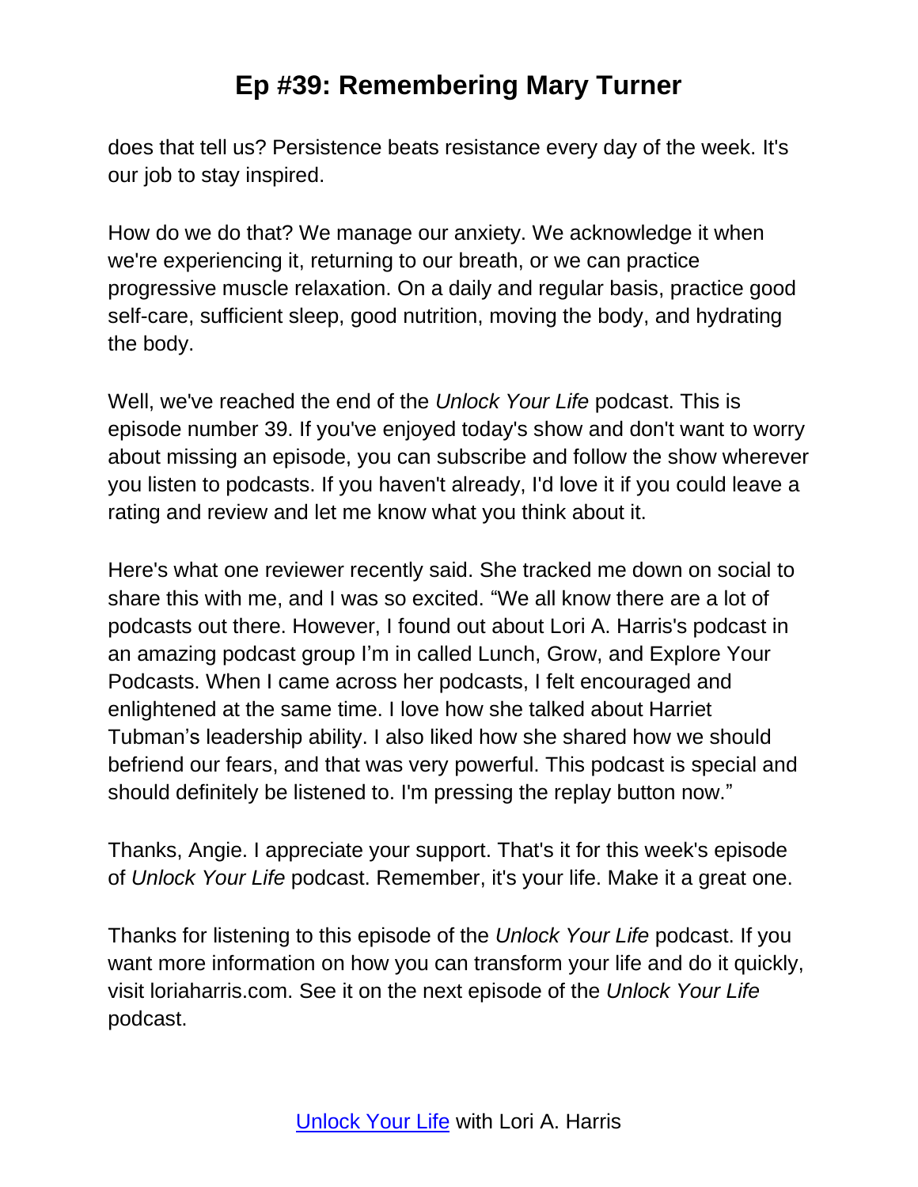does that tell us? Persistence beats resistance every day of the week. It's our job to stay inspired.

How do we do that? We manage our anxiety. We acknowledge it when we're experiencing it, returning to our breath, or we can practice progressive muscle relaxation. On a daily and regular basis, practice good self-care, sufficient sleep, good nutrition, moving the body, and hydrating the body.

Well, we've reached the end of the *Unlock Your Life* podcast. This is episode number 39. If you've enjoyed today's show and don't want to worry about missing an episode, you can subscribe and follow the show wherever you listen to podcasts. If you haven't already, I'd love it if you could leave a rating and review and let me know what you think about it.

Here's what one reviewer recently said. She tracked me down on social to share this with me, and I was so excited. "We all know there are a lot of podcasts out there. However, I found out about Lori A. Harris's podcast in an amazing podcast group I'm in called Lunch, Grow, and Explore Your Podcasts. When I came across her podcasts, I felt encouraged and enlightened at the same time. I love how she talked about Harriet Tubman's leadership ability. I also liked how she shared how we should befriend our fears, and that was very powerful. This podcast is special and should definitely be listened to. I'm pressing the replay button now."

Thanks, Angie. I appreciate your support. That's it for this week's episode of *Unlock Your Life* podcast. Remember, it's your life. Make it a great one.

Thanks for listening to this episode of the *Unlock Your Life* podcast. If you want more information on how you can transform your life and do it quickly, visit loriaharris.com. See it on the next episode of the *Unlock Your Life* podcast.